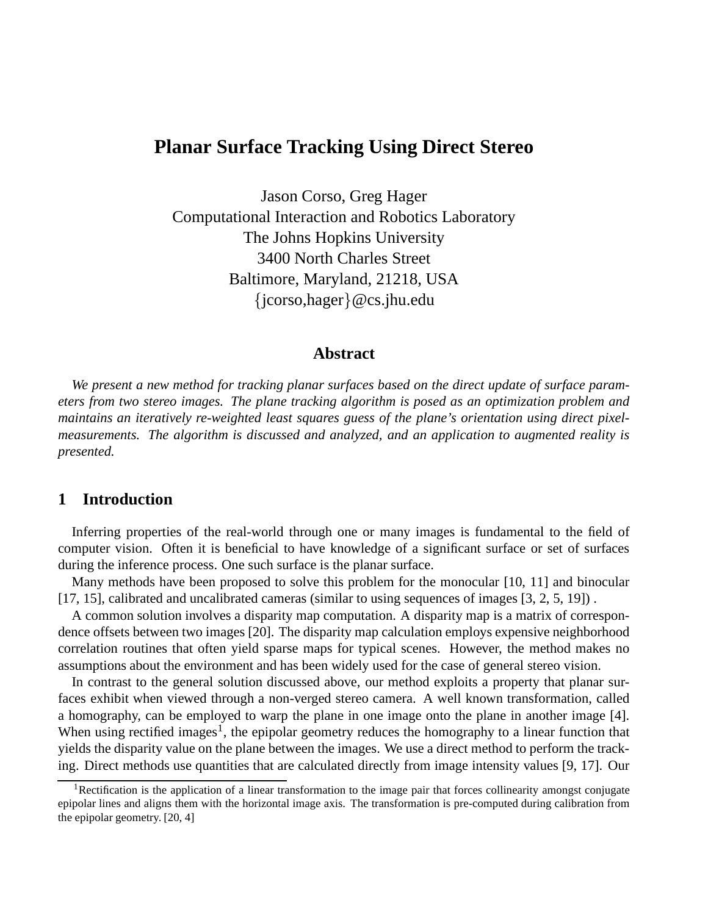# Planar Surface Tracking Using Direct Stereo

Jason Corso, Greg Hager
Computational Interaction and Robotics Laboratory
The Johns Hopkins University
3400 North Charles Street
Baltimore, Maryland, 21218, USA
{jcorso,hager}@cs.jhu.edu

## Abstract

*We present a new method for tracking planar surfaces based on the direct update of surface parameters from two stereo images. The plane tracking algorithm is posed as an optimization problem and maintains an iteratively re-weighted least squares guess of the plane's orientation using direct pixel-measurements. The algorithm is discussed and analyzed, and an application to augmented reality is presented.*

## 1 Introduction

Inferring properties of the real-world through one or many images is fundamental to the field of computer vision. Often it is beneficial to have knowledge of a significant surface or set of surfaces during the inference process. One such surface is the planar surface.

Many methods have been proposed to solve this problem for the monocular [10, 11] and binocular [17, 15], calibrated and uncalibrated cameras (similar to using sequences of images [3, 2, 5, 19]) .

A common solution involves a disparity map computation. A disparity map is a matrix of correspondence offsets between two images [20]. The disparity map calculation employs expensive neighborhood correlation routines that often yield sparse maps for typical scenes. However, the method makes no assumptions about the environment and has been widely used for the case of general stereo vision.

In contrast to the general solution discussed above, our method exploits a property that planar surfaces exhibit when viewed through a non-verged stereo camera. A well known transformation, called a homography, can be employed to warp the plane in one image onto the plane in another image [4]. When using rectified images[1], the epipolar geometry reduces the homography to a linear function that yields the disparity value on the plane between the images. We use a direct method to perform the tracking. Direct methods use quantities that are calculated directly from image intensity values [9, 17]. Our

[1]Rectification is the application of a linear transformation to the image pair that forces collinearity amongst conjugate epipolar lines and aligns them with the horizontal image axis. The transformation is pre-computed during calibration from the epipolar geometry. [20, 4]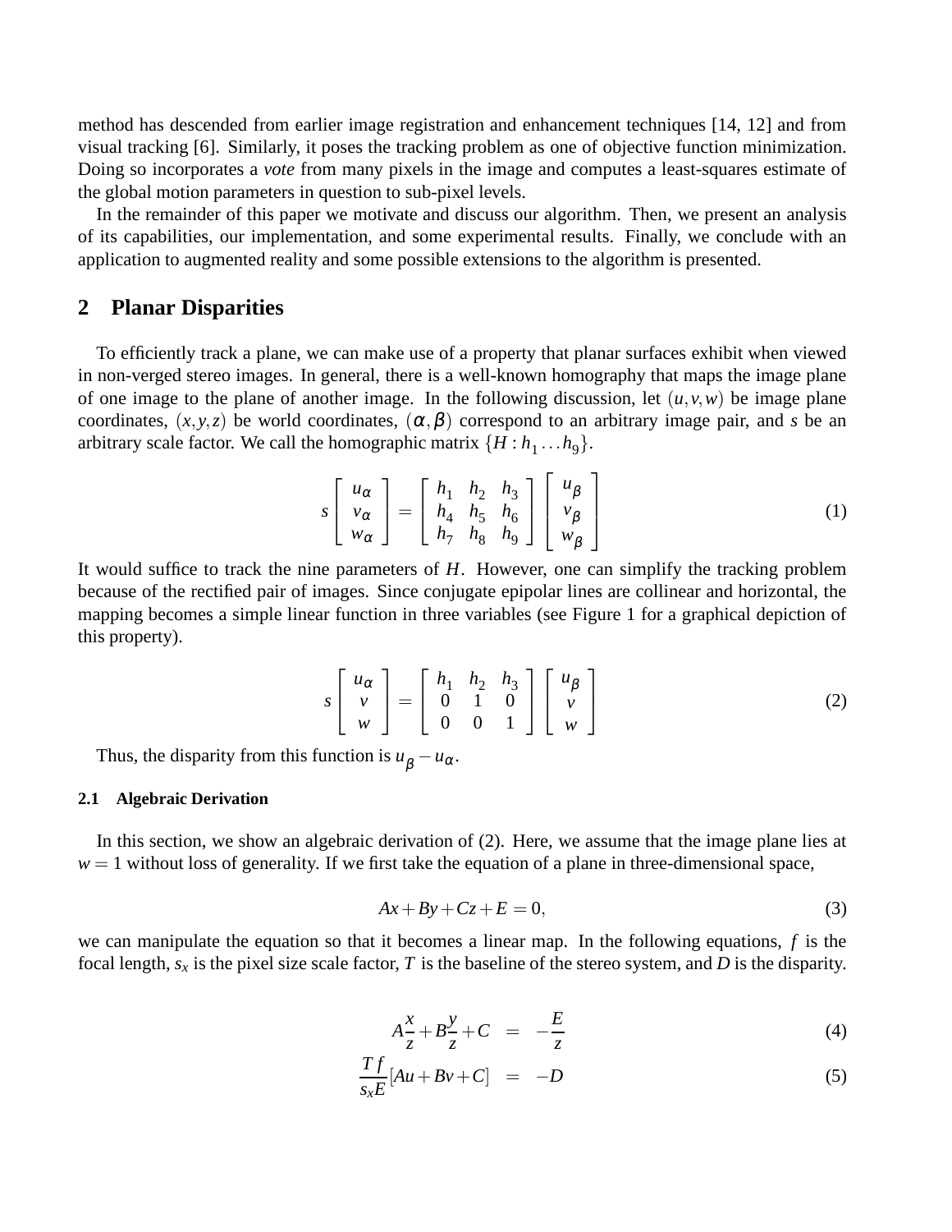method has descended from earlier image registration and enhancement techniques [14, 12] and from visual tracking [6]. Similarly, it poses the tracking problem as one of objective function minimization. Doing so incorporates a *vote* from many pixels in the image and computes a least-squares estimate of the global motion parameters in question to sub-pixel levels.

In the remainder of this paper we motivate and discuss our algorithm. Then, we present an analysis of its capabilities, our implementation, and some experimental results. Finally, we conclude with an application to augmented reality and some possible extensions to the algorithm is presented.

## 2 Planar Disparities

To efficiently track a plane, we can make use of a property that planar surfaces exhibit when viewed in non-verged stereo images. In general, there is a well-known homography that maps the image plane of one image to the plane of another image. In the following discussion, let $(u, v, w)$ be image plane coordinates, $(x, y, z)$ be world coordinates, $(\alpha, \beta)$ correspond to an arbitrary image pair, and $s$ be an arbitrary scale factor. We call the homographic matrix $\{H : h_1 \dots h_9\}$.

$$s \begin{bmatrix} u_\alpha \\ v_\alpha \\ w_\alpha \end{bmatrix} = \begin{bmatrix} h_1 & h_2 & h_3 \\ h_4 & h_5 & h_6 \\ h_7 & h_8 & h_9 \end{bmatrix} \begin{bmatrix} u_\beta \\ v_\beta \\ w_\beta \end{bmatrix} \tag{1}$$

It would suffice to track the nine parameters of $H$. However, one can simplify the tracking problem because of the rectified pair of images. Since conjugate epipolar lines are collinear and horizontal, the mapping becomes a simple linear function in three variables (see Figure 1 for a graphical depiction of this property).

$$s \begin{bmatrix} u_\alpha \\ v \\ w \end{bmatrix} = \begin{bmatrix} h_1 & h_2 & h_3 \\ 0 & 1 & 0 \\ 0 & 0 & 1 \end{bmatrix} \begin{bmatrix} u_\beta \\ v \\ w \end{bmatrix} \tag{2}$$

Thus, the disparity from this function is $u_\beta - u_\alpha$.

### 2.1 Algebraic Derivation

In this section, we show an algebraic derivation of (2). Here, we assume that the image plane lies at $w = 1$ without loss of generality. If we first take the equation of a plane in three-dimensional space,

$$Ax + By + Cz + E = 0, \tag{3}$$

we can manipulate the equation so that it becomes a linear map. In the following equations, $f$ is the focal length, $s_x$ is the pixel size scale factor, $T$ is the baseline of the stereo system, and $D$ is the disparity.

$$A\frac{x}{z} + B\frac{y}{z} + C = -\frac{E}{z} \tag{4}$$

$$\frac{Tf}{s_x E}[Au + Bv + C] = -D \tag{5}$$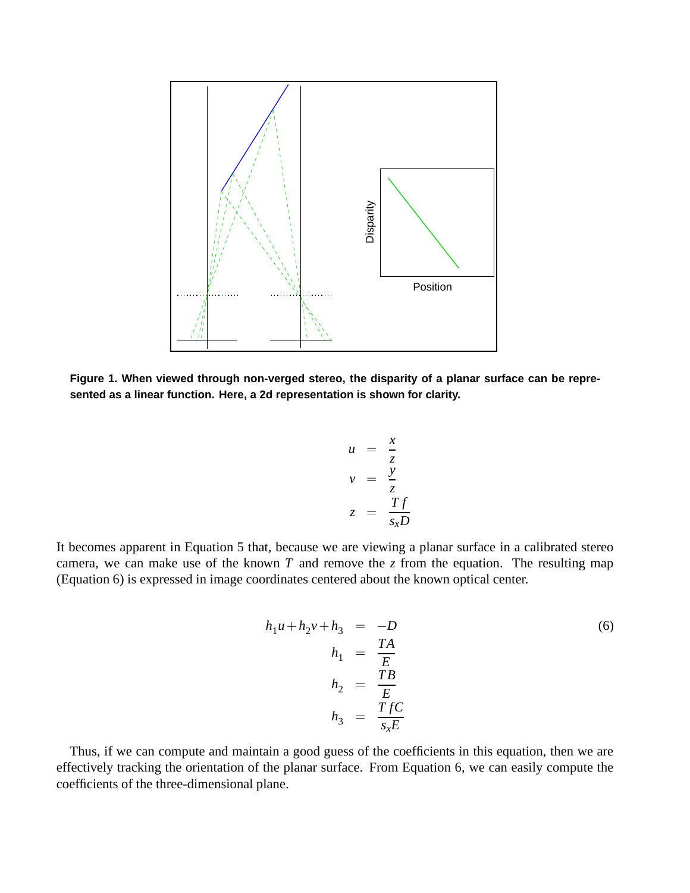Disparity

Position

**Figure 1. When viewed through non-verged stereo, the disparity of a planar surface can be represented as a linear function. Here, a 2d representation is shown for clarity.**

$$
\begin{aligned}
u &= \frac{x}{z} \\
v &= \frac{y}{z} \\
z &= \frac{Tf}{s_x D}
\end{aligned}
$$

It becomes apparent in Equation 5 that, because we are viewing a planar surface in a calibrated stereo camera, we can make use of the known $T$ and remove the $z$ from the equation. The resulting map (Equation 6) is expressed in image coordinates centered about the known optical center.

$$
\begin{aligned}
h_1 u + h_2 v + h_3 &= -D \\
h_1 &= \frac{TA}{E} \\
h_2 &= \frac{TB}{E} \\
h_3 &= \frac{TfC}{s_x E}
\end{aligned}
\tag{6}
$$

Thus, if we can compute and maintain a good guess of the coefficients in this equation, then we are effectively tracking the orientation of the planar surface. From Equation 6, we can easily compute the coefficients of the three-dimensional plane.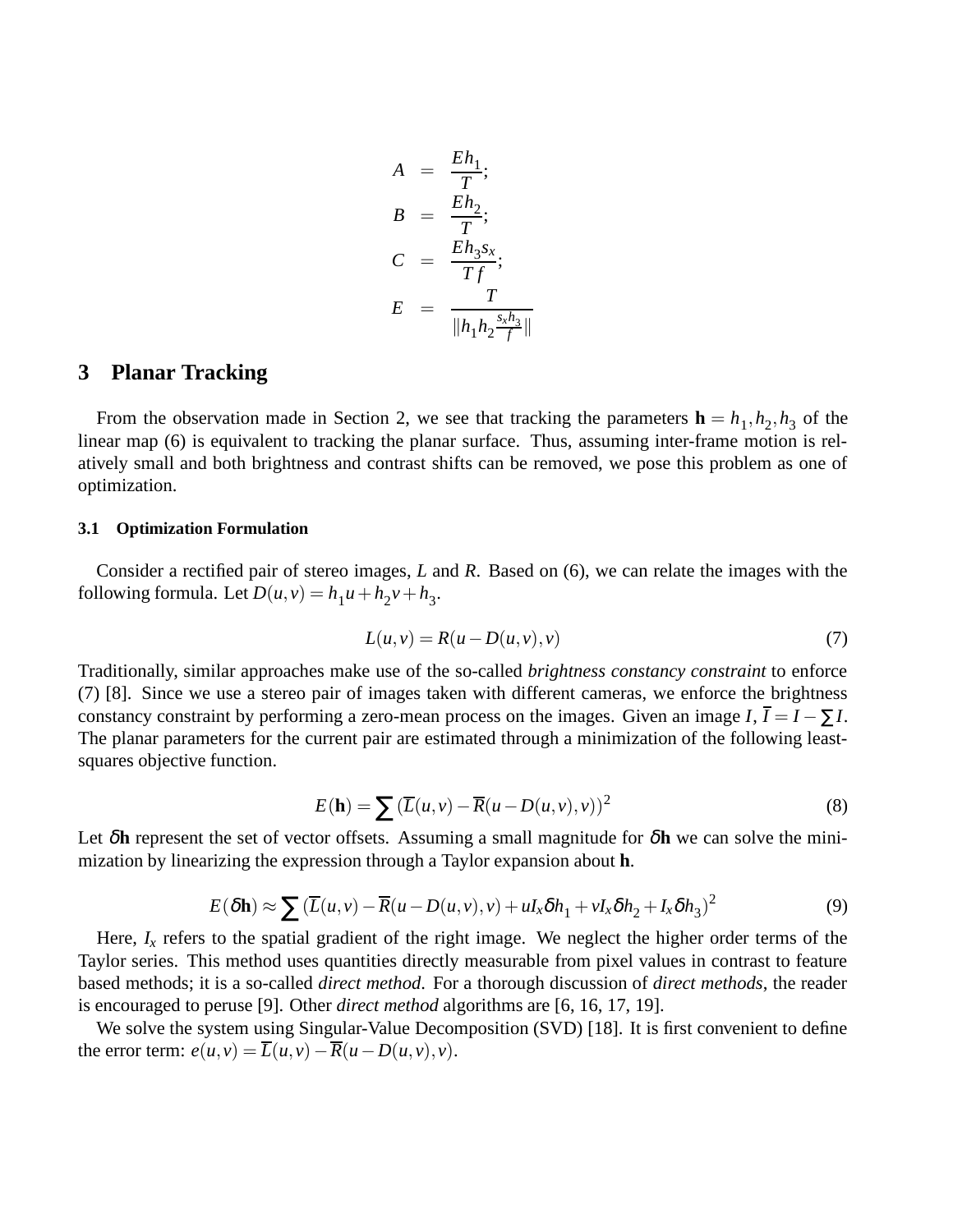$$
\begin{aligned}
A &= \frac{Eh_1}{T}; \\
B &= \frac{Eh_2}{T}; \\
C &= \frac{Eh_3 s_x}{Tf}; \\
E &= \frac{T}{\|h_1 h_2 \frac{s_x h_3}{f}\|}
\end{aligned}
$$

# 3 Planar Tracking

From the observation made in Section 2, we see that tracking the parameters $\mathbf{h} = h_1, h_2, h_3$ of the linear map (6) is equivalent to tracking the planar surface. Thus, assuming inter-frame motion is relatively small and both brightness and contrast shifts can be removed, we pose this problem as one of optimization.

## 3.1 Optimization Formulation

Consider a rectified pair of stereo images, $L$ and $R$. Based on (6), we can relate the images with the following formula. Let $D(u,v) = h_1 u + h_2 v + h_3$.

$$
L(u,v) = R(u - D(u,v), v) \tag{7}
$$

Traditionally, similar approaches make use of the so-called *brightness constancy constraint* to enforce (7) [8]. Since we use a stereo pair of images taken with different cameras, we enforce the brightness constancy constraint by performing a zero-mean process on the images. Given an image $I$, $\overline{I} = I - \sum I$. The planar parameters for the current pair are estimated through a minimization of the following least-squares objective function.

$$
E(\mathbf{h}) = \sum (\overline{L}(u,v) - \overline{R}(u - D(u,v), v))^2 \tag{8}
$$

Let $\delta\mathbf{h}$ represent the set of vector offsets. Assuming a small magnitude for $\delta\mathbf{h}$ we can solve the minimization by linearizing the expression through a Taylor expansion about $\mathbf{h}$.

$$
E(\delta\mathbf{h}) \approx \sum (\overline{L}(u,v) - \overline{R}(u - D(u,v), v) + uI_x\delta h_1 + vI_x\delta h_2 + I_x\delta h_3)^2 \tag{9}
$$

Here, $I_x$ refers to the spatial gradient of the right image. We neglect the higher order terms of the Taylor series. This method uses quantities directly measurable from pixel values in contrast to feature based methods; it is a so-called *direct method*. For a thorough discussion of *direct methods*, the reader is encouraged to peruse [9]. Other *direct method* algorithms are [6, 16, 17, 19].

We solve the system using Singular-Value Decomposition (SVD) [18]. It is first convenient to define the error term: $e(u,v) = \overline{L}(u,v) - \overline{R}(u - D(u,v), v)$.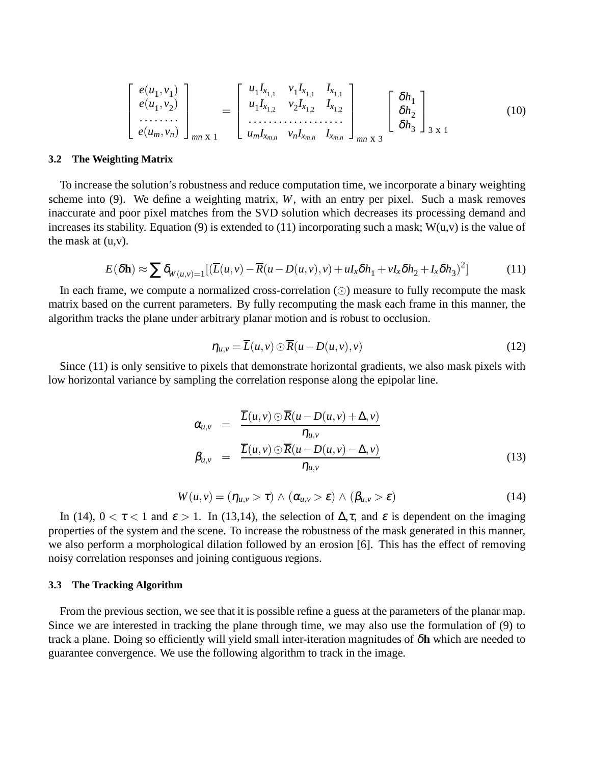$$
\begin{bmatrix} e(u_1, v_1) \\ e(u_1, v_2) \\ \dots\dots\dots \\ e(u_m, v_n) \end{bmatrix}_{mn \text{ x } 1} = \begin{bmatrix} u_1 I_{x_{1,1}} & v_1 I_{x_{1,1}} & I_{x_{1,1}} \\ u_1 I_{x_{1,2}} & v_2 I_{x_{1,2}} & I_{x_{1,2}} \\ \dots\dots\dots & \dots\dots\dots & \dots\dots\dots \\ u_m I_{x_{m,n}} & v_n I_{x_{m,n}} & I_{x_{m,n}} \end{bmatrix}_{mn \text{ x } 3} \begin{bmatrix} \delta h_1 \\ \delta h_2 \\ \delta h_3 \end{bmatrix}_{3 \text{ x } 1} \tag{10}
$$

### 3.2 The Weighting Matrix

To increase the solution's robustness and reduce computation time, we incorporate a binary weighting scheme into (9). We define a weighting matrix, $W$, with an entry per pixel. Such a mask removes inaccurate and poor pixel matches from the SVD solution which decreases its processing demand and increases its stability. Equation (9) is extended to (11) incorporating such a mask; W(u,v) is the value of the mask at (u,v).

$$
E(\delta \mathbf{h}) \approx \sum \delta_{W(u,v)=1} [(\overline{L}(u,v) - \overline{R}(u - D(u,v), v) + uI_x \delta h_1 + vI_x \delta h_2 + I_x \delta h_3)^2] \tag{11}
$$

In each frame, we compute a normalized cross-correlation ($\odot$) measure to fully recompute the mask matrix based on the current parameters. By fully recomputing the mask each frame in this manner, the algorithm tracks the plane under arbitrary planar motion and is robust to occlusion.

$$
\eta_{u,v} = \overline{L}(u,v) \odot \overline{R}(u - D(u,v), v) \tag{12}
$$

Since (11) is only sensitive to pixels that demonstrate horizontal gradients, we also mask pixels with low horizontal variance by sampling the correlation response along the epipolar line.

$$
\begin{aligned}
\alpha_{u,v} &= \frac{\overline{L}(u,v) \odot \overline{R}(u - D(u,v) + \Delta, v)}{\eta_{u,v}} \\
\beta_{u,v} &= \frac{\overline{L}(u,v) \odot \overline{R}(u - D(u,v) - \Delta, v)}{\eta_{u,v}}
\end{aligned} \tag{13}
$$

$$
W(u,v) = (\eta_{u,v} > \tau) \wedge (\alpha_{u,v} > \varepsilon) \wedge (\beta_{u,v} > \varepsilon) \tag{14}
$$

In (14), $0 < \tau < 1$ and $\varepsilon > 1$. In (13,14), the selection of $\Delta, \tau$, and $\varepsilon$ is dependent on the imaging properties of the system and the scene. To increase the robustness of the mask generated in this manner, we also perform a morphological dilation followed by an erosion [6]. This has the effect of removing noisy correlation responses and joining contiguous regions.

### 3.3 The Tracking Algorithm

From the previous section, we see that it is possible refine a guess at the parameters of the planar map. Since we are interested in tracking the plane through time, we may also use the formulation of (9) to track a plane. Doing so efficiently will yield small inter-iteration magnitudes of $\delta\mathbf{h}$ which are needed to guarantee convergence. We use the following algorithm to track in the image.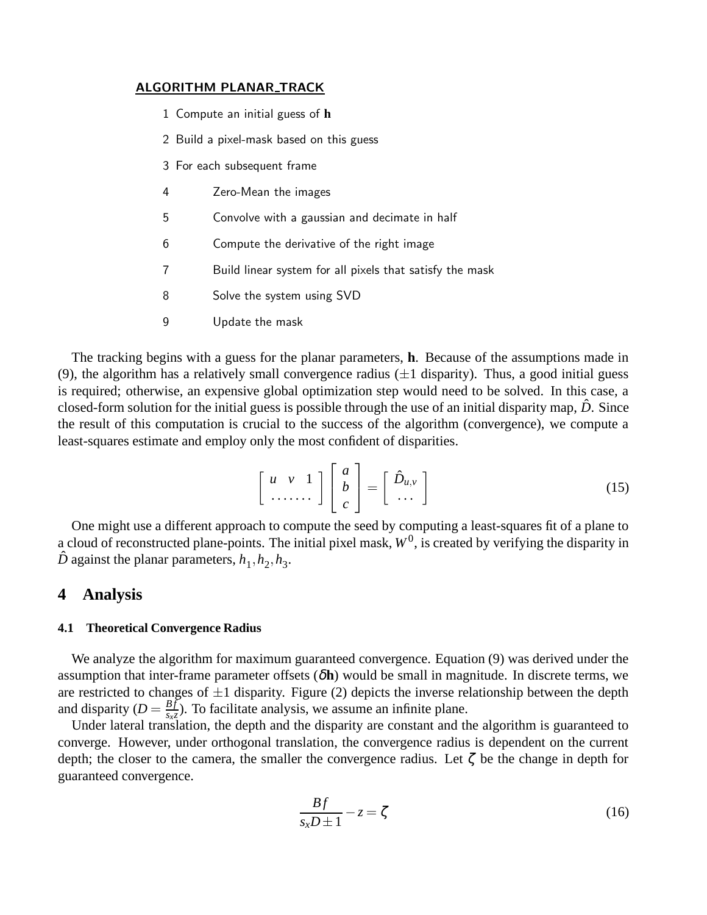**ALGORITHM PLANAR_TRACK**

1 Compute an initial guess of $\mathbf{h}$

2 Build a pixel-mask based on this guess

3 For each subsequent frame

4 Zero-Mean the images

5 Convolve with a gaussian and decimate in half

6 Compute the derivative of the right image

7 Build linear system for all pixels that satisfy the mask

8 Solve the system using SVD

9 Update the mask

The tracking begins with a guess for the planar parameters, $\mathbf{h}$. Because of the assumptions made in (9), the algorithm has a relatively small convergence radius ($\pm 1$ disparity). Thus, a good initial guess is required; otherwise, an expensive global optimization step would need to be solved. In this case, a closed-form solution for the initial guess is possible through the use of an initial disparity map, $\hat{D}$. Since the result of this computation is crucial to the success of the algorithm (convergence), we compute a least-squares estimate and employ only the most confident of disparities.

$$\begin{bmatrix} u & v & 1 \\ \multicolumn{3}{c}{\cdots\cdots\cdot} \end{bmatrix} \begin{bmatrix} a \\ b \\ c \end{bmatrix} = \begin{bmatrix} \hat{D}_{u,v} \\ \cdots \end{bmatrix} \tag{15}$$

One might use a different approach to compute the seed by computing a least-squares fit of a plane to a cloud of reconstructed plane-points. The initial pixel mask, $W^0$, is created by verifying the disparity in $\hat{D}$ against the planar parameters, $h_1, h_2, h_3$.

## 4 Analysis

### 4.1 Theoretical Convergence Radius

We analyze the algorithm for maximum guaranteed convergence. Equation (9) was derived under the assumption that inter-frame parameter offsets ($\delta\mathbf{h}$) would be small in magnitude. In discrete terms, we are restricted to changes of $\pm 1$ disparity. Figure (2) depicts the inverse relationship between the depth and disparity ($D = \frac{Bf}{s_x z}$). To facilitate analysis, we assume an infinite plane.

Under lateral translation, the depth and the disparity are constant and the algorithm is guaranteed to converge. However, under orthogonal translation, the convergence radius is dependent on the current depth; the closer to the camera, the smaller the convergence radius. Let $\zeta$ be the change in depth for guaranteed convergence.

$$\frac{Bf}{s_x D \pm 1} - z = \zeta \tag{16}$$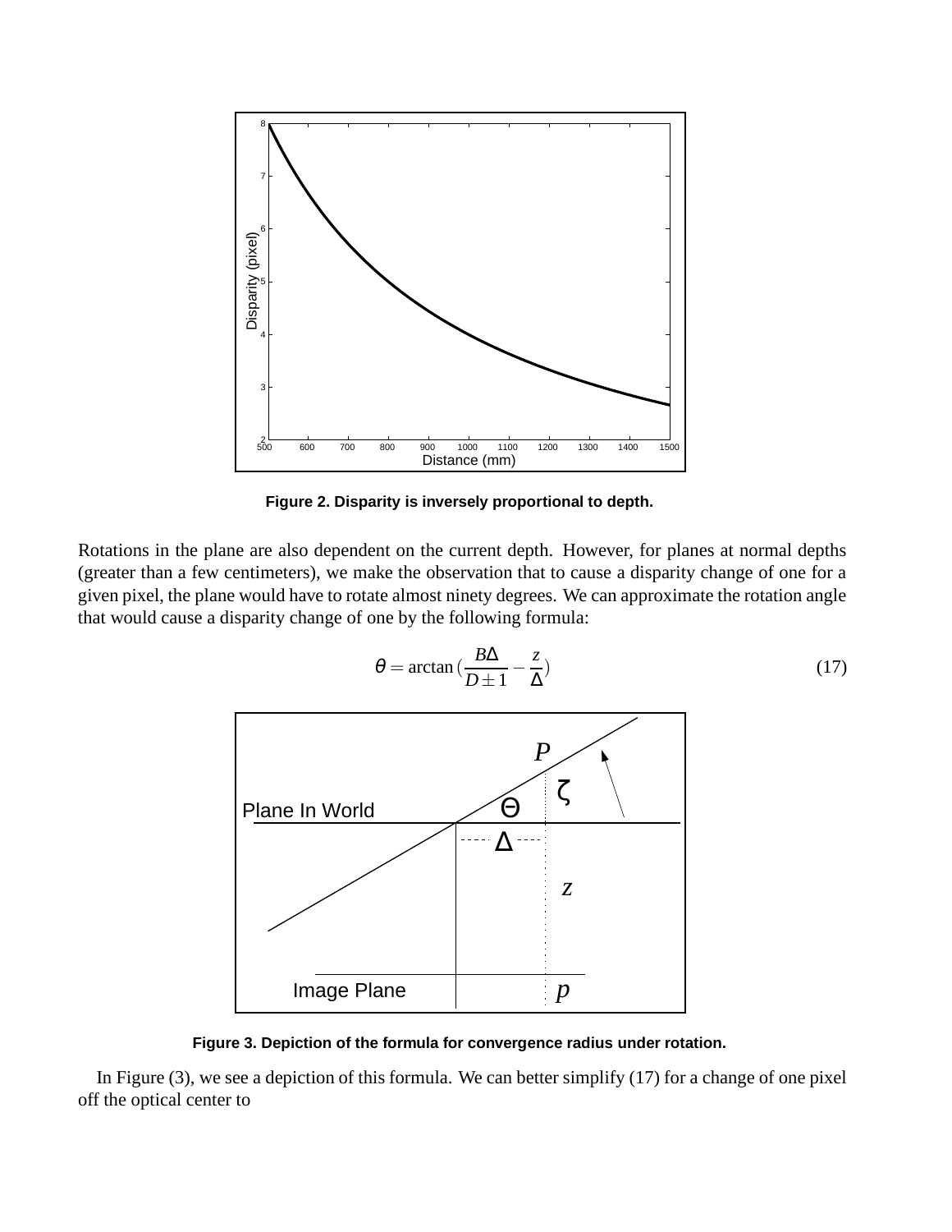8

7

6

5

4

3

2

Disparity (pixel)

500 600 700 800 900 1000 1100 1200 1300 1400 1500

Distance (mm)

**Figure 2. Disparity is inversely proportional to depth.**

Rotations in the plane are also dependent on the current depth. However, for planes at normal depths (greater than a few centimeters), we make the observation that to cause a disparity change of one for a given pixel, the plane would have to rotate almost ninety degrees. We can approximate the rotation angle that would cause a disparity change of one by the following formula:

$$\theta = \arctan\left(\frac{B\Delta}{D \pm 1} - \frac{z}{\Delta}\right) \tag{17}$$

P

ζ

Θ

Plane In World

Δ

z

Image Plane

p

**Figure 3. Depiction of the formula for convergence radius under rotation.**

In Figure (3), we see a depiction of this formula. We can better simplify (17) for a change of one pixel off the optical center to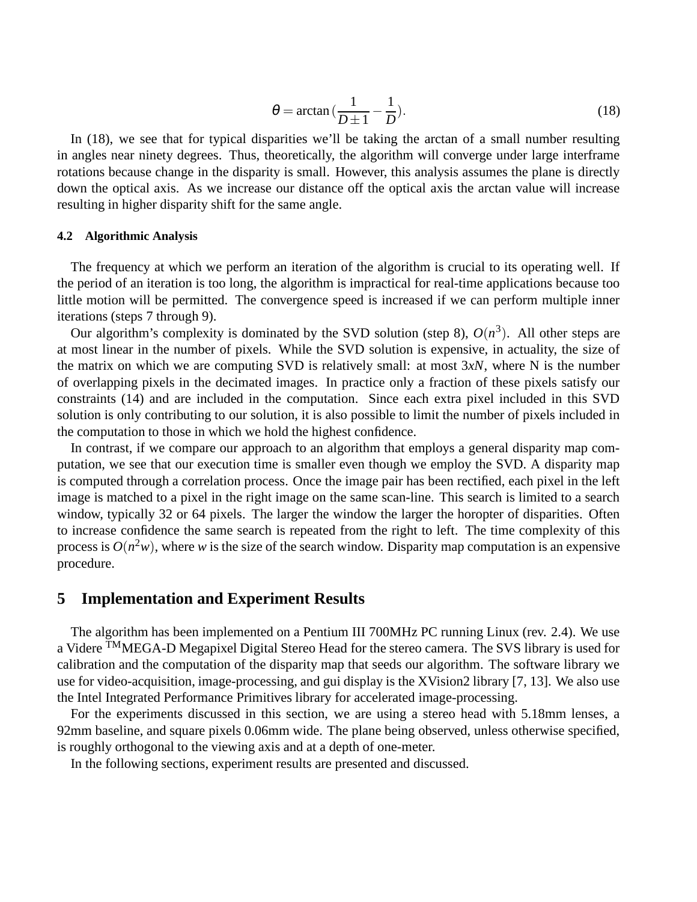$$\theta = \arctan\left(\frac{1}{D \pm 1} - \frac{1}{D}\right). \tag{18}$$

In (18), we see that for typical disparities we'll be taking the arctan of a small number resulting in angles near ninety degrees. Thus, theoretically, the algorithm will converge under large interframe rotations because change in the disparity is small. However, this analysis assumes the plane is directly down the optical axis. As we increase our distance off the optical axis the arctan value will increase resulting in higher disparity shift for the same angle.

### 4.2 Algorithmic Analysis

The frequency at which we perform an iteration of the algorithm is crucial to its operating well. If the period of an iteration is too long, the algorithm is impractical for real-time applications because too little motion will be permitted. The convergence speed is increased if we can perform multiple inner iterations (steps 7 through 9).

Our algorithm's complexity is dominated by the SVD solution (step 8), $O(n^3)$. All other steps are at most linear in the number of pixels. While the SVD solution is expensive, in actuality, the size of the matrix on which we are computing SVD is relatively small: at most $3xN$, where N is the number of overlapping pixels in the decimated images. In practice only a fraction of these pixels satisfy our constraints (14) and are included in the computation. Since each extra pixel included in this SVD solution is only contributing to our solution, it is also possible to limit the number of pixels included in the computation to those in which we hold the highest confidence.

In contrast, if we compare our approach to an algorithm that employs a general disparity map computation, we see that our execution time is smaller even though we employ the SVD. A disparity map is computed through a correlation process. Once the image pair has been rectified, each pixel in the left image is matched to a pixel in the right image on the same scan-line. This search is limited to a search window, typically 32 or 64 pixels. The larger the window the larger the horopter of disparities. Often to increase confidence the same search is repeated from the right to left. The time complexity of this process is $O(n^2 w)$, where $w$ is the size of the search window. Disparity map computation is an expensive procedure.

## 5 Implementation and Experiment Results

The algorithm has been implemented on a Pentium III 700MHz PC running Linux (rev. 2.4). We use a Videre TM MEGA-D Megapixel Digital Stereo Head for the stereo camera. The SVS library is used for calibration and the computation of the disparity map that seeds our algorithm. The software library we use for video-acquisition, image-processing, and gui display is the XVision2 library [7, 13]. We also use the Intel Integrated Performance Primitives library for accelerated image-processing.

For the experiments discussed in this section, we are using a stereo head with 5.18mm lenses, a 92mm baseline, and square pixels 0.06mm wide. The plane being observed, unless otherwise specified, is roughly orthogonal to the viewing axis and at a depth of one-meter.

In the following sections, experiment results are presented and discussed.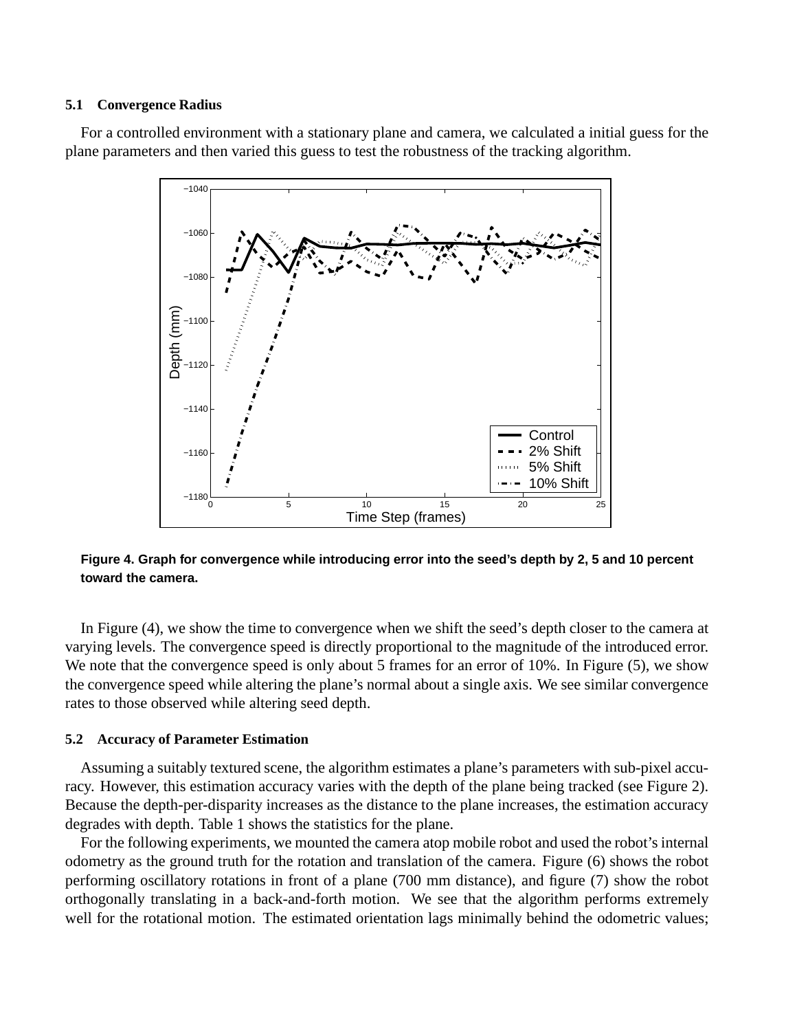### 5.1 Convergence Radius

For a controlled environment with a stationary plane and camera, we calculated a initial guess for the plane parameters and then varied this guess to test the robustness of the tracking algorithm.

−1040
−1060
−1080
−1100
−1120
−1140
−1160
−1180
Depth (mm)
0
5
10
15
20
25
Time Step (frames)
Control
2% Shift
5% Shift
10% Shift

**Figure 4. Graph for convergence while introducing error into the seed's depth by 2, 5 and 10 percent toward the camera.**

In Figure (4), we show the time to convergence when we shift the seed's depth closer to the camera at varying levels. The convergence speed is directly proportional to the magnitude of the introduced error. We note that the convergence speed is only about 5 frames for an error of 10%. In Figure (5), we show the convergence speed while altering the plane's normal about a single axis. We see similar convergence rates to those observed while altering seed depth.

### 5.2 Accuracy of Parameter Estimation

Assuming a suitably textured scene, the algorithm estimates a plane's parameters with sub-pixel accuracy. However, this estimation accuracy varies with the depth of the plane being tracked (see Figure 2). Because the depth-per-disparity increases as the distance to the plane increases, the estimation accuracy degrades with depth. Table 1 shows the statistics for the plane.

For the following experiments, we mounted the camera atop mobile robot and used the robot's internal odometry as the ground truth for the rotation and translation of the camera. Figure (6) shows the robot performing oscillatory rotations in front of a plane (700 mm distance), and figure (7) show the robot orthogonally translating in a back-and-forth motion. We see that the algorithm performs extremely well for the rotational motion. The estimated orientation lags minimally behind the odometric values;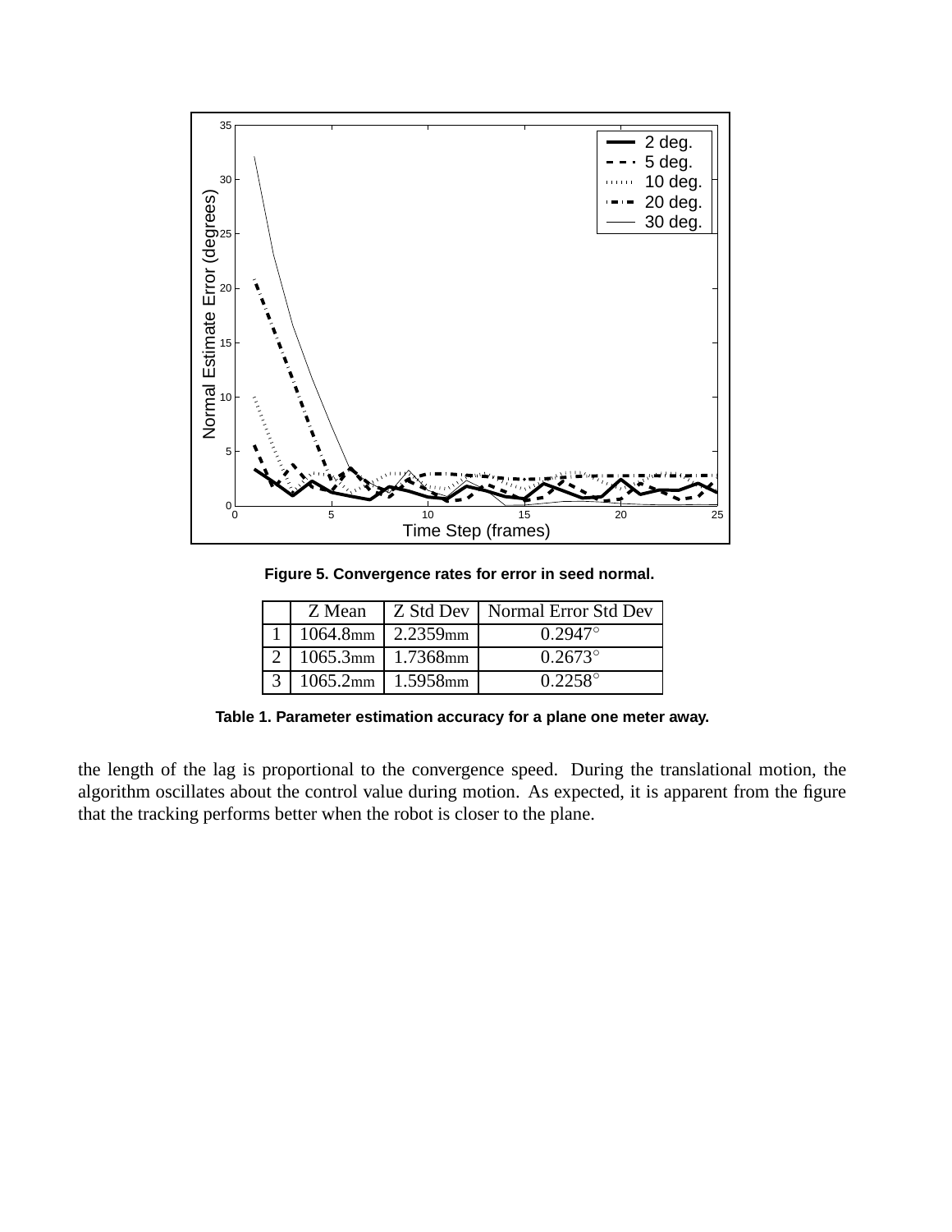35

30

25

20

15

10

5

0

0 5 10 15 20 25

Normal Estimate Error (degrees)

Time Step (frames)

2 deg.
5 deg.
10 deg.
20 deg.
30 deg.

**Figure 5. Convergence rates for error in seed normal.**

| | Z Mean | Z Std Dev | Normal Error Std Dev |
|---|---|---|---|
| 1 | 1064.8mm | 2.2359mm | 0.2947° |
| 2 | 1065.3mm | 1.7368mm | 0.2673° |
| 3 | 1065.2mm | 1.5958mm | 0.2258° |

**Table 1. Parameter estimation accuracy for a plane one meter away.**

the length of the lag is proportional to the convergence speed. During the translational motion, the algorithm oscillates about the control value during motion. As expected, it is apparent from the figure that the tracking performs better when the robot is closer to the plane.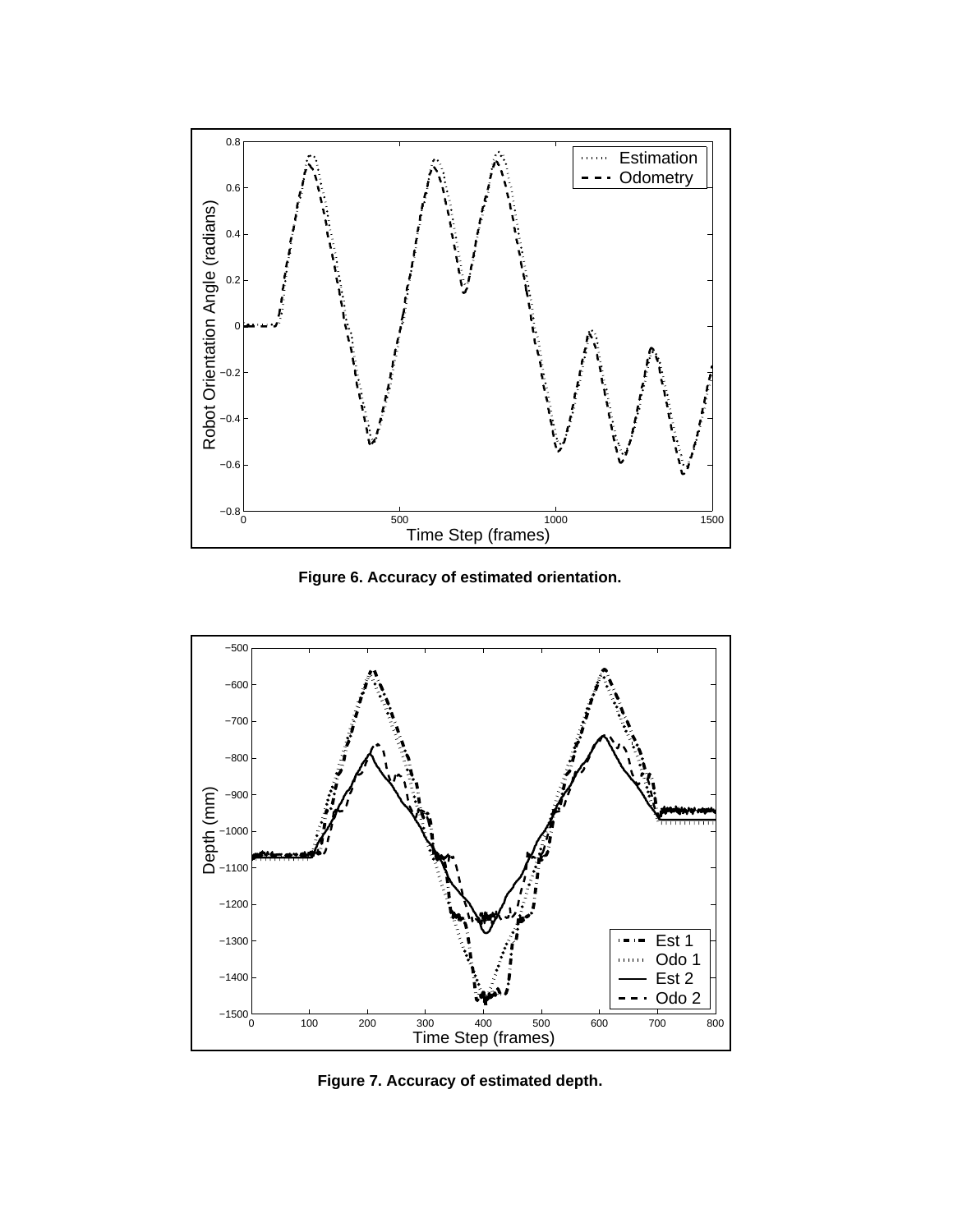0.8
0.6
0.4
0.2
0
−0.2
−0.4
−0.6
−0.8
0
500
1000
1500

Robot Orientation Angle (radians)

Time Step (frames)

Estimation
Odometry

**Figure 6. Accuracy of estimated orientation.**

−500
−600
−700
−800
−900
−1000
−1100
−1200
−1300
−1400
−1500
0
100
200
300
400
500
600
700
800

Depth (mm)

Time Step (frames)

Est 1
Odo 1
Est 2
Odo 2

**Figure 7. Accuracy of estimated depth.**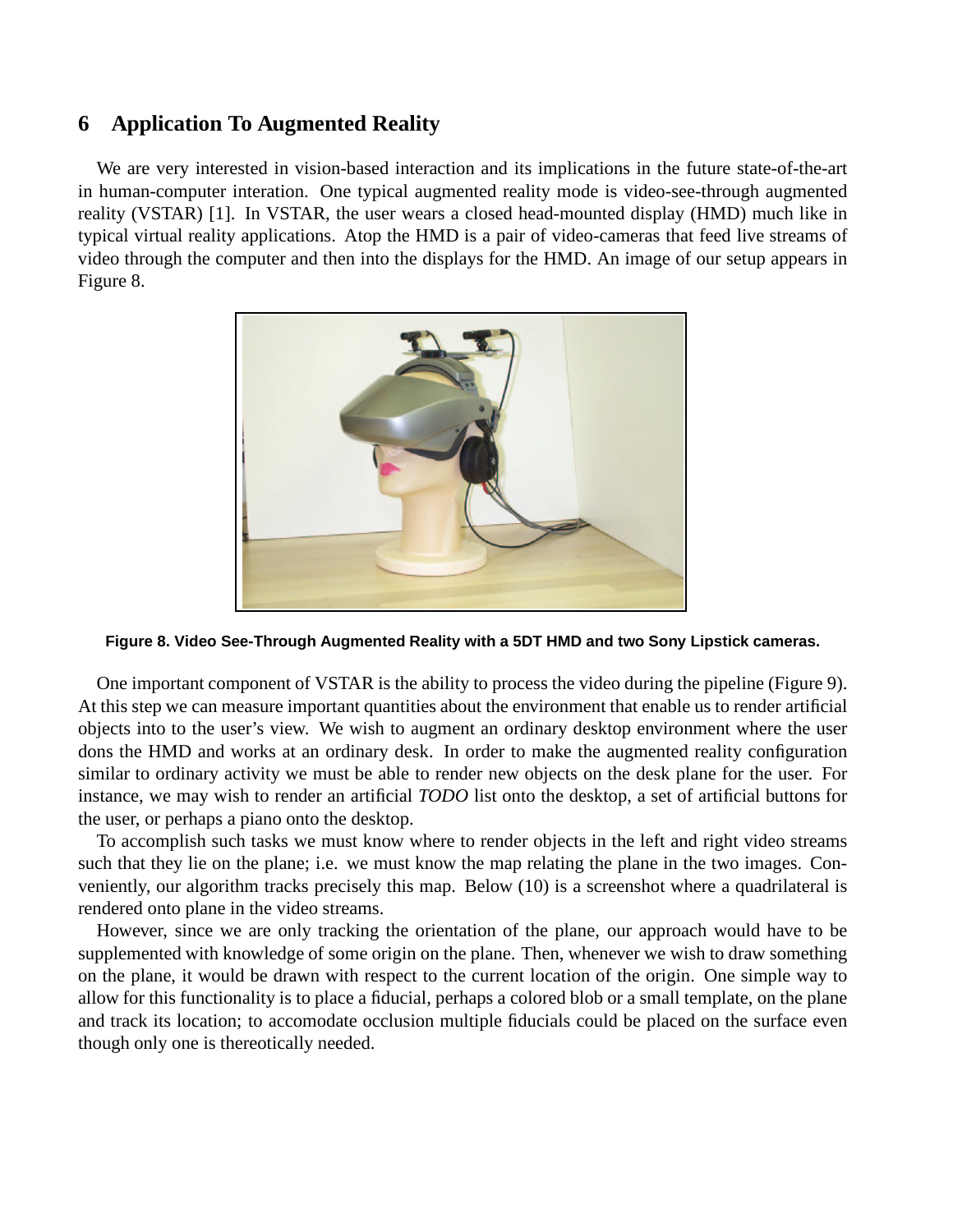## 6 Application To Augmented Reality

We are very interested in vision-based interaction and its implications in the future state-of-the-art in human-computer interation. One typical augmented reality mode is video-see-through augmented reality (VSTAR) [1]. In VSTAR, the user wears a closed head-mounted display (HMD) much like in typical virtual reality applications. Atop the HMD is a pair of video-cameras that feed live streams of video through the computer and then into the displays for the HMD. An image of our setup appears in Figure 8.

**Figure 8. Video See-Through Augmented Reality with a 5DT HMD and two Sony Lipstick cameras.**

One important component of VSTAR is the ability to process the video during the pipeline (Figure 9). At this step we can measure important quantities about the environment that enable us to render artificial objects into to the user's view. We wish to augment an ordinary desktop environment where the user dons the HMD and works at an ordinary desk. In order to make the augmented reality configuration similar to ordinary activity we must be able to render new objects on the desk plane for the user. For instance, we may wish to render an artificial *TODO* list onto the desktop, a set of artificial buttons for the user, or perhaps a piano onto the desktop.

To accomplish such tasks we must know where to render objects in the left and right video streams such that they lie on the plane; i.e. we must know the map relating the plane in the two images. Conveniently, our algorithm tracks precisely this map. Below (10) is a screenshot where a quadrilateral is rendered onto plane in the video streams.

However, since we are only tracking the orientation of the plane, our approach would have to be supplemented with knowledge of some origin on the plane. Then, whenever we wish to draw something on the plane, it would be drawn with respect to the current location of the origin. One simple way to allow for this functionality is to place a fiducial, perhaps a colored blob or a small template, on the plane and track its location; to accomodate occlusion multiple fiducials could be placed on the surface even though only one is thereotically needed.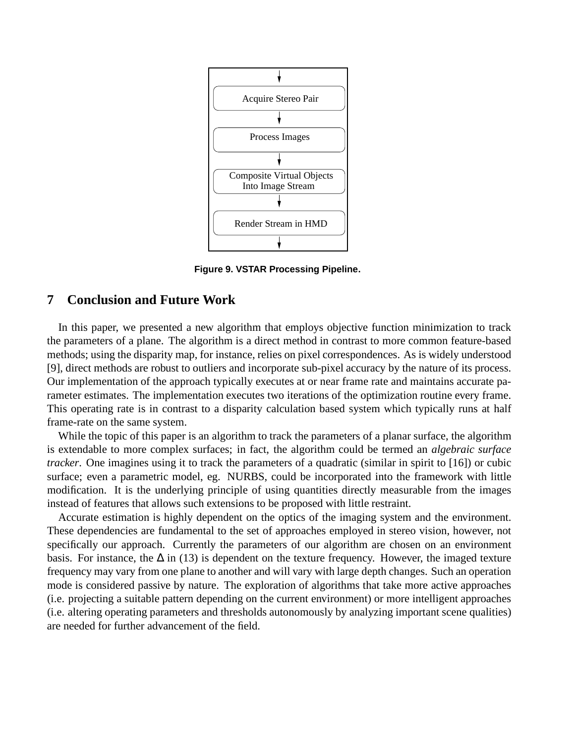Acquire Stereo Pair

Process Images

Composite Virtual Objects Into Image Stream

Render Stream in HMD

**Figure 9. VSTAR Processing Pipeline.**

## 7 Conclusion and Future Work

In this paper, we presented a new algorithm that employs objective function minimization to track the parameters of a plane. The algorithm is a direct method in contrast to more common feature-based methods; using the disparity map, for instance, relies on pixel correspondences. As is widely understood [9], direct methods are robust to outliers and incorporate sub-pixel accuracy by the nature of its process. Our implementation of the approach typically executes at or near frame rate and maintains accurate parameter estimates. The implementation executes two iterations of the optimization routine every frame. This operating rate is in contrast to a disparity calculation based system which typically runs at half frame-rate on the same system.

While the topic of this paper is an algorithm to track the parameters of a planar surface, the algorithm is extendable to more complex surfaces; in fact, the algorithm could be termed an *algebraic surface tracker*. One imagines using it to track the parameters of a quadratic (similar in spirit to [16]) or cubic surface; even a parametric model, eg. NURBS, could be incorporated into the framework with little modification. It is the underlying principle of using quantities directly measurable from the images instead of features that allows such extensions to be proposed with little restraint.

Accurate estimation is highly dependent on the optics of the imaging system and the environment. These dependencies are fundamental to the set of approaches employed in stereo vision, however, not specifically our approach. Currently the parameters of our algorithm are chosen on an environment basis. For instance, the $\Delta$ in (13) is dependent on the texture frequency. However, the imaged texture frequency may vary from one plane to another and will vary with large depth changes. Such an operation mode is considered passive by nature. The exploration of algorithms that take more active approaches (i.e. projecting a suitable pattern depending on the current environment) or more intelligent approaches (i.e. altering operating parameters and thresholds autonomously by analyzing important scene qualities) are needed for further advancement of the field.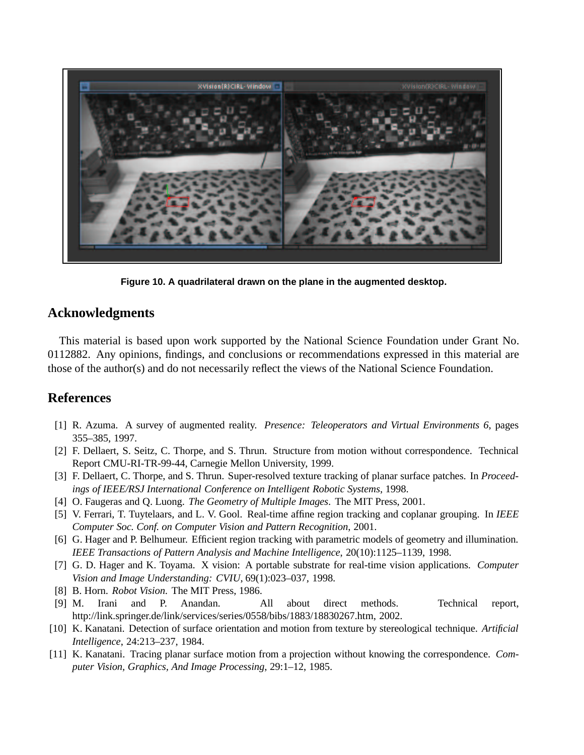Figure 10. A quadrilateral drawn on the plane in the augmented desktop.

## Acknowledgments

This material is based upon work supported by the National Science Foundation under Grant No. 0112882. Any opinions, findings, and conclusions or recommendations expressed in this material are those of the author(s) and do not necessarily reflect the views of the National Science Foundation.

## References

[1] R. Azuma. A survey of augmented reality. *Presence: Teleoperators and Virtual Environments 6*, pages 355–385, 1997.

[2] F. Dellaert, S. Seitz, C. Thorpe, and S. Thrun. Structure from motion without correspondence. Technical Report CMU-RI-TR-99-44, Carnegie Mellon University, 1999.

[3] F. Dellaert, C. Thorpe, and S. Thrun. Super-resolved texture tracking of planar surface patches. In *Proceedings of IEEE/RSJ International Conference on Intelligent Robotic Systems*, 1998.

[4] O. Faugeras and Q. Luong. *The Geometry of Multiple Images*. The MIT Press, 2001.

[5] V. Ferrari, T. Tuytelaars, and L. V. Gool. Real-time affine region tracking and coplanar grouping. In *IEEE Computer Soc. Conf. on Computer Vision and Pattern Recognition*, 2001.

[6] G. Hager and P. Belhumeur. Efficient region tracking with parametric models of geometry and illumination. *IEEE Transactions of Pattern Analysis and Machine Intelligence*, 20(10):1125–1139, 1998.

[7] G. D. Hager and K. Toyama. X vision: A portable substrate for real-time vision applications. *Computer Vision and Image Understanding: CVIU*, 69(1):023–037, 1998.

[8] B. Horn. *Robot Vision*. The MIT Press, 1986.

[9] M. Irani and P. Anandan. All about direct methods. Technical report, http://link.springer.de/link/services/series/0558/bibs/1883/18830267.htm, 2002.

[10] K. Kanatani. Detection of surface orientation and motion from texture by stereological technique. *Artificial Intelligence*, 24:213–237, 1984.

[11] K. Kanatani. Tracing planar surface motion from a projection without knowing the correspondence. *Computer Vision, Graphics, And Image Processing*, 29:1–12, 1985.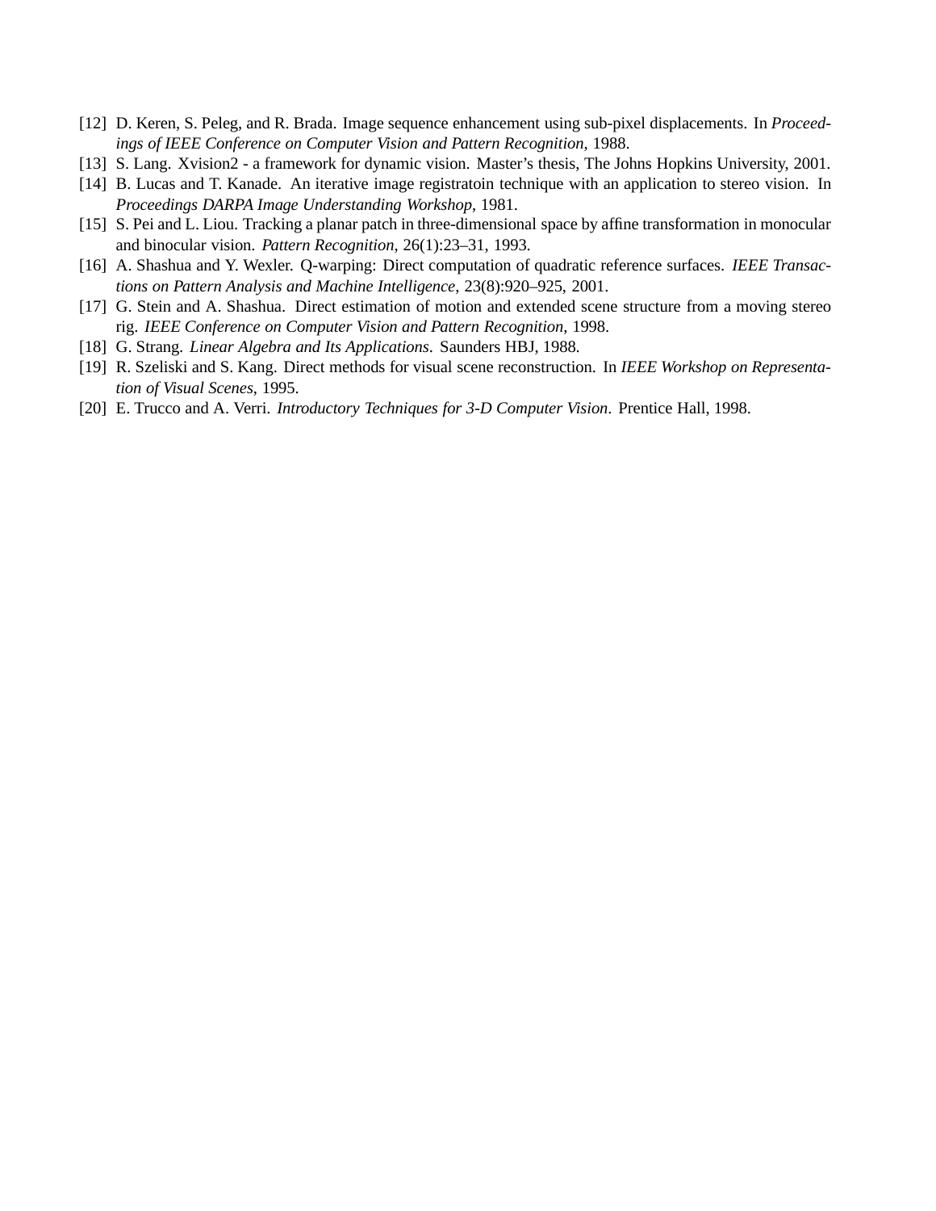[12] D. Keren, S. Peleg, and R. Brada. Image sequence enhancement using sub-pixel displacements. In *Proceedings of IEEE Conference on Computer Vision and Pattern Recognition*, 1988.

[13] S. Lang. Xvision2 - a framework for dynamic vision. Master's thesis, The Johns Hopkins University, 2001.

[14] B. Lucas and T. Kanade. An iterative image registratoin technique with an application to stereo vision. In *Proceedings DARPA Image Understanding Workshop*, 1981.

[15] S. Pei and L. Liou. Tracking a planar patch in three-dimensional space by affine transformation in monocular and binocular vision. *Pattern Recognition*, 26(1):23–31, 1993.

[16] A. Shashua and Y. Wexler. Q-warping: Direct computation of quadratic reference surfaces. *IEEE Transactions on Pattern Analysis and Machine Intelligence*, 23(8):920–925, 2001.

[17] G. Stein and A. Shashua. Direct estimation of motion and extended scene structure from a moving stereo rig. *IEEE Conference on Computer Vision and Pattern Recognition*, 1998.

[18] G. Strang. *Linear Algebra and Its Applications*. Saunders HBJ, 1988.

[19] R. Szeliski and S. Kang. Direct methods for visual scene reconstruction. In *IEEE Workshop on Representation of Visual Scenes*, 1995.

[20] E. Trucco and A. Verri. *Introductory Techniques for 3-D Computer Vision*. Prentice Hall, 1998.